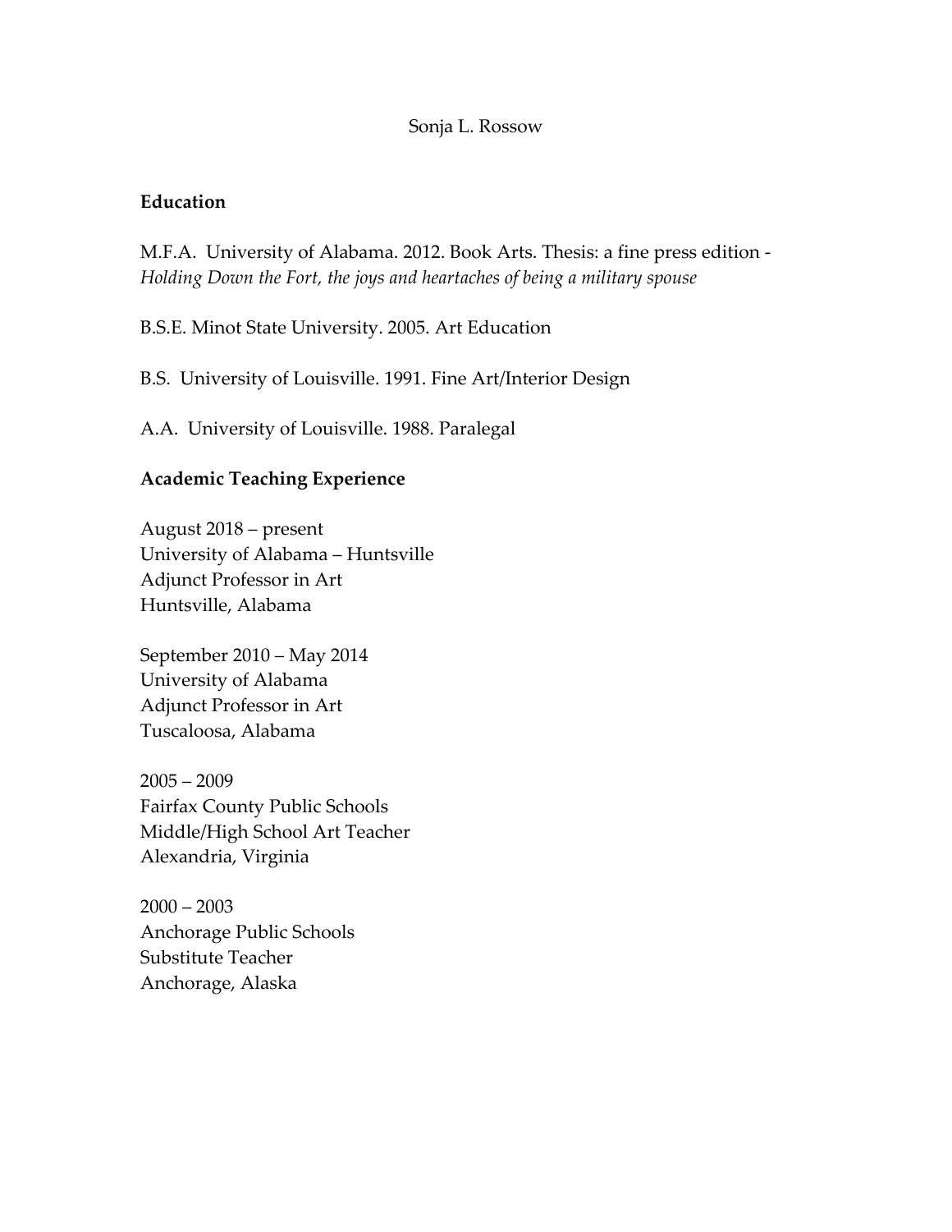# Sonja L. Rossow

## Education

M.F.A. University of Alabama. 2012. Book Arts. Thesis: a fine press edition - *Holding Down the Fort, the joys and heartaches of being a military spouse*

B.S.E. Minot State University. 2005. Art Education

B.S. University of Louisville. 1991. Fine Art/Interior Design

A.A. University of Louisville. 1988. Paralegal

## Academic Teaching Experience

August 2018 – present  
University of Alabama – Huntsville  
Adjunct Professor in Art  
Huntsville, Alabama

September 2010 – May 2014  
University of Alabama  
Adjunct Professor in Art  
Tuscaloosa, Alabama

2005 – 2009  
Fairfax County Public Schools  
Middle/High School Art Teacher  
Alexandria, Virginia

2000 – 2003  
Anchorage Public Schools  
Substitute Teacher  
Anchorage, Alaska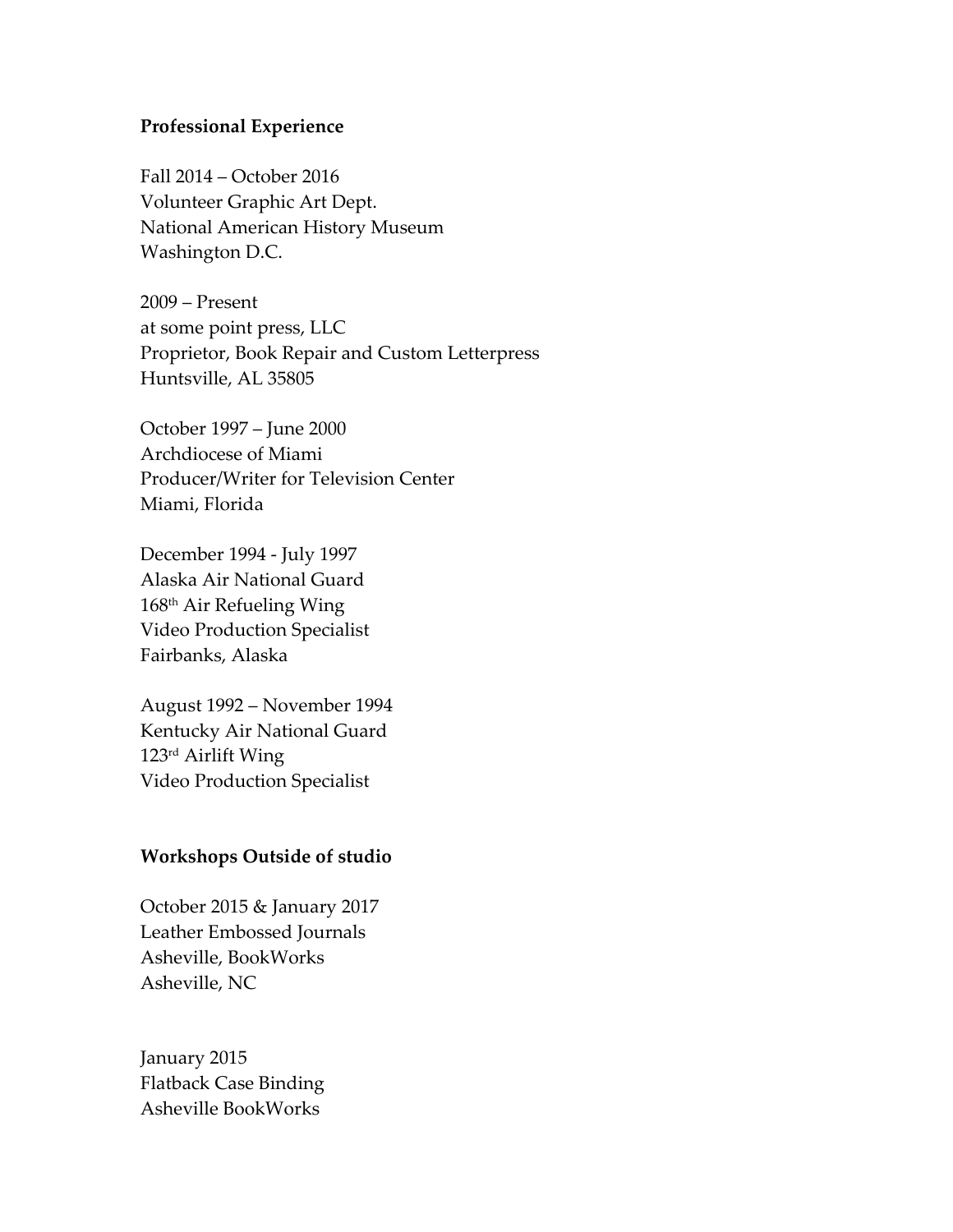**Professional Experience**

Fall 2014 – October 2016
Volunteer Graphic Art Dept.
National American History Museum
Washington D.C.

2009 – Present
at some point press, LLC
Proprietor, Book Repair and Custom Letterpress
Huntsville, AL 35805

October 1997 – June 2000
Archdiocese of Miami
Producer/Writer for Television Center
Miami, Florida

December 1994 - July 1997
Alaska Air National Guard
168th Air Refueling Wing
Video Production Specialist
Fairbanks, Alaska

August 1992 – November 1994
Kentucky Air National Guard
123rd Airlift Wing
Video Production Specialist

**Workshops Outside of studio**

October 2015 & January 2017
Leather Embossed Journals
Asheville, BookWorks
Asheville, NC

January 2015
Flatback Case Binding
Asheville BookWorks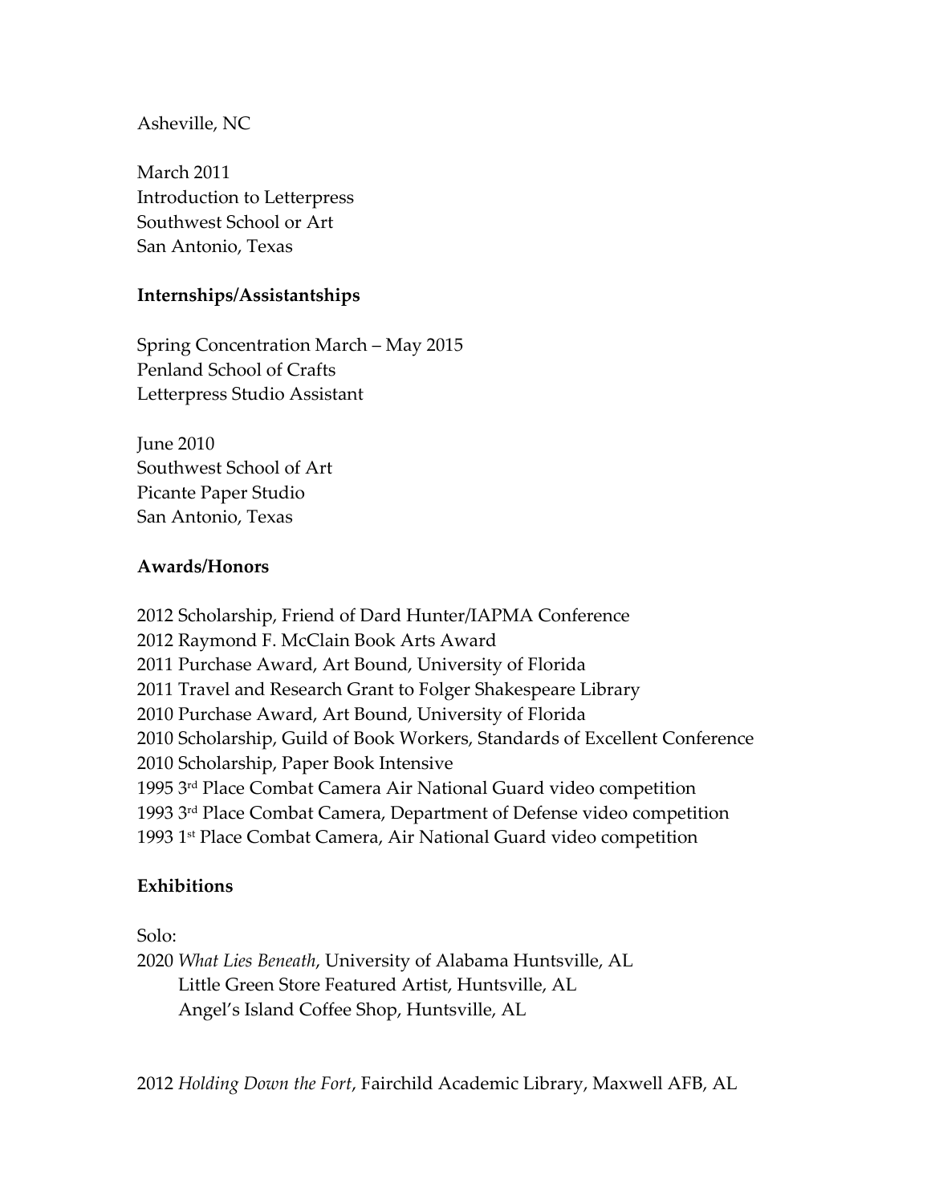Asheville, NC

March 2011
Introduction to Letterpress
Southwest School or Art
San Antonio, Texas

**Internships/Assistantships**

Spring Concentration March – May 2015
Penland School of Crafts
Letterpress Studio Assistant

June 2010
Southwest School of Art
Picante Paper Studio
San Antonio, Texas

**Awards/Honors**

2012 Scholarship, Friend of Dard Hunter/IAPMA Conference
2012 Raymond F. McClain Book Arts Award
2011 Purchase Award, Art Bound, University of Florida
2011 Travel and Research Grant to Folger Shakespeare Library
2010 Purchase Award, Art Bound, University of Florida
2010 Scholarship, Guild of Book Workers, Standards of Excellent Conference
2010 Scholarship, Paper Book Intensive
1995 3rd Place Combat Camera Air National Guard video competition
1993 3rd Place Combat Camera, Department of Defense video competition
1993 1st Place Combat Camera, Air National Guard video competition

**Exhibitions**

Solo:
2020 *What Lies Beneath*, University of Alabama Huntsville, AL
Little Green Store Featured Artist, Huntsville, AL
Angel's Island Coffee Shop, Huntsville, AL

2012 *Holding Down the Fort*, Fairchild Academic Library, Maxwell AFB, AL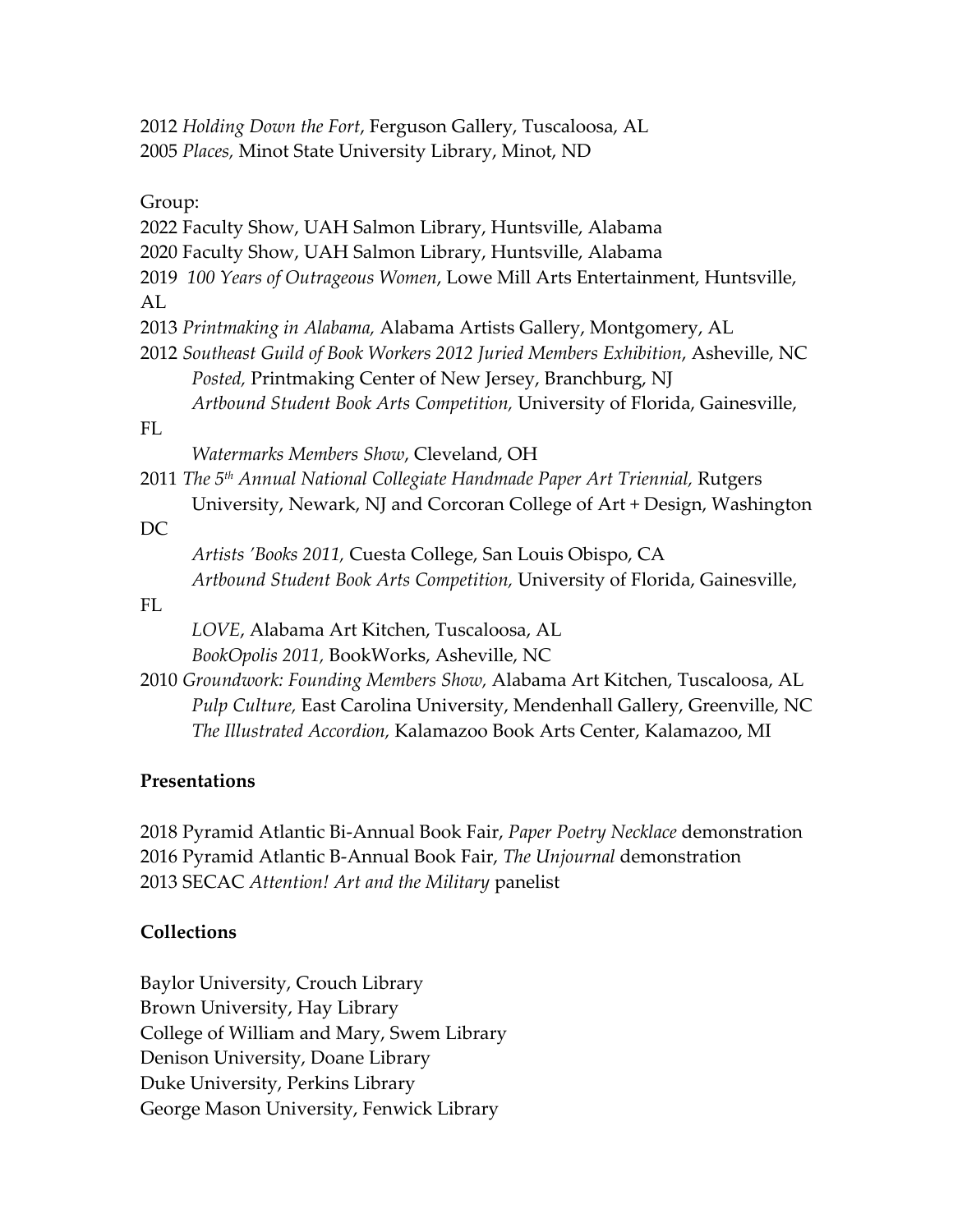2012 *Holding Down the Fort*, Ferguson Gallery, Tuscaloosa, AL
2005 *Places,* Minot State University Library, Minot, ND

Group:

2022 Faculty Show, UAH Salmon Library, Huntsville, Alabama
2020 Faculty Show, UAH Salmon Library, Huntsville, Alabama
2019 *100 Years of Outrageous Women*, Lowe Mill Arts Entertainment, Huntsville, AL
2013 *Printmaking in Alabama,* Alabama Artists Gallery, Montgomery, AL
2012 *Southeast Guild of Book Workers 2012 Juried Members Exhibition*, Asheville, NC
*Posted,* Printmaking Center of New Jersey, Branchburg, NJ
*Artbound Student Book Arts Competition,* University of Florida, Gainesville, FL
*Watermarks Members Show*, Cleveland, OH
2011 *The 5th Annual National Collegiate Handmade Paper Art Triennial,* Rutgers University, Newark, NJ and Corcoran College of Art + Design, Washington DC
*Artists 'Books 2011,* Cuesta College, San Louis Obispo, CA
*Artbound Student Book Arts Competition,* University of Florida, Gainesville, FL
*LOVE*, Alabama Art Kitchen, Tuscaloosa, AL
*BookOpolis 2011*, BookWorks, Asheville, NC
2010 *Groundwork: Founding Members Show,* Alabama Art Kitchen, Tuscaloosa, AL
*Pulp Culture,* East Carolina University, Mendenhall Gallery, Greenville, NC
*The Illustrated Accordion,* Kalamazoo Book Arts Center, Kalamazoo, MI

**Presentations**

2018 Pyramid Atlantic Bi-Annual Book Fair, *Paper Poetry Necklace* demonstration
2016 Pyramid Atlantic B-Annual Book Fair, *The Unjournal* demonstration
2013 SECAC *Attention! Art and the Military* panelist

**Collections**

Baylor University, Crouch Library
Brown University, Hay Library
College of William and Mary, Swem Library
Denison University, Doane Library
Duke University, Perkins Library
George Mason University, Fenwick Library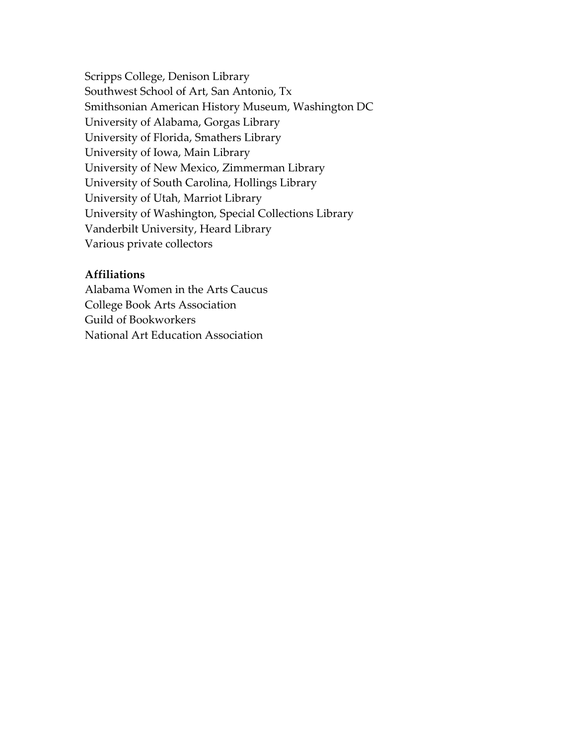Scripps College, Denison Library
Southwest School of Art, San Antonio, Tx
Smithsonian American History Museum, Washington DC
University of Alabama, Gorgas Library
University of Florida, Smathers Library
University of Iowa, Main Library
University of New Mexico, Zimmerman Library
University of South Carolina, Hollings Library
University of Utah, Marriot Library
University of Washington, Special Collections Library
Vanderbilt University, Heard Library
Various private collectors

**Affiliations**

Alabama Women in the Arts Caucus
College Book Arts Association
Guild of Bookworkers
National Art Education Association